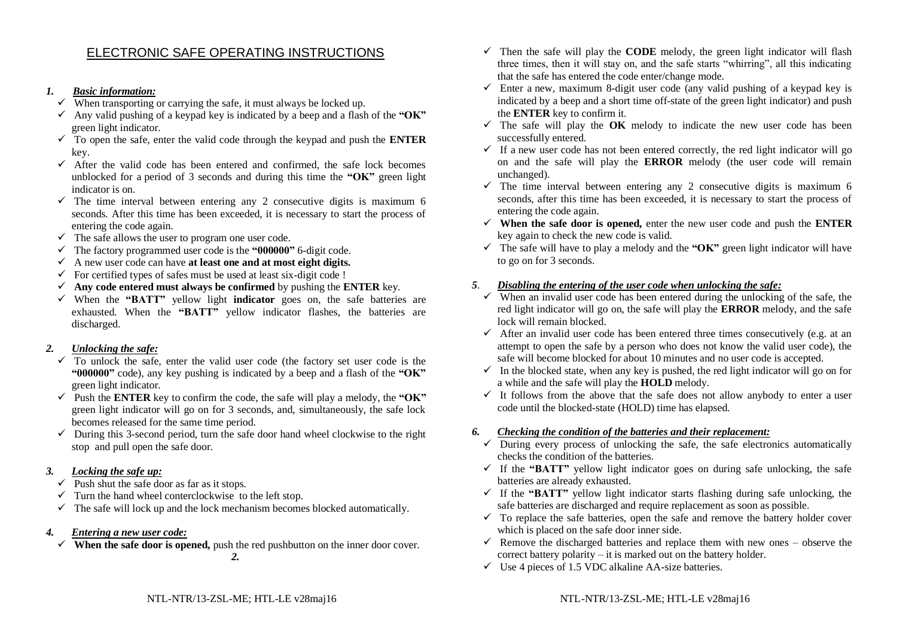# ELECTRONIC SAFE OPERATING INSTRUCTIONS

## 1. *Basic information:*

- ✓ When transporting or carrying the safe, it must always be locked up.
- ✓ Any valid pushing of a keypad key is indicated by a beep and a flash of the **"OK"** green light indicator.
- ✓ To open the safe, enter the valid code through the keypad and push the **ENTER** key.
- ✓ After the valid code has been entered and confirmed, the safe lock becomes unblocked for a period of 3 seconds and during this time the **"OK"** green light indicator is on.
- ✓ The time interval between entering any 2 consecutive digits is maximum 6 seconds. After this time has been exceeded, it is necessary to start the process of entering the code again.
- ✓ The safe allows the user to program one user code.
- ✓ The factory programmed user code is the **"000000"** 6-digit code.
- ✓ A new user code can have **at least one and at most eight digits.**
- ✓ For certified types of safes must be used at least six-digit code !
- ✓ **Any code entered must always be confirmed** by pushing the **ENTER** key.
- ✓ When the **"BATT"** yellow light **indicator** goes on, the safe batteries are exhausted. When the **"BATT"** yellow indicator flashes, the batteries are discharged.

## 2. *Unlocking the safe:*

- ✓ To unlock the safe, enter the valid user code (the factory set user code is the **"000000"** code), any key pushing is indicated by a beep and a flash of the **"OK"** green light indicator.
- ✓ Push the **ENTER** key to confirm the code, the safe will play a melody, the **"OK"** green light indicator will go on for 3 seconds, and, simultaneously, the safe lock becomes released for the same time period.
- ✓ During this 3-second period, turn the safe door hand wheel clockwise to the right stop and pull open the safe door.

## 3. *Locking the safe up:*

- ✓ Push shut the safe door as far as it stops.
- ✓ Turn the hand wheel conterclockwise to the left stop.
- ✓ The safe will lock up and the lock mechanism becomes blocked automatically.

## 4. *Entering a new user code:*

- ✓ **When the safe door is opened,** push the red pushbutton on the inner door cover.
- ✓ Then the safe will play the **CODE** melody, the green light indicator will flash three times, then it will stay on, and the safe starts "whirring", all this indicating that the safe has entered the code enter/change mode.
- ✓ Enter a new, maximum 8-digit user code (any valid pushing of a keypad key is indicated by a beep and a short time off-state of the green light indicator) and push the **ENTER** key to confirm it.
- ✓ The safe will play the **OK** melody to indicate the new user code has been successfully entered.
- ✓ If a new user code has not been entered correctly, the red light indicator will go on and the safe will play the **ERROR** melody (the user code will remain unchanged).
- ✓ The time interval between entering any 2 consecutive digits is maximum 6 seconds, after this time has been exceeded, it is necessary to start the process of entering the code again.
- ✓ **When the safe door is opened,** enter the new user code and push the **ENTER** key again to check the new code is valid.
- ✓ The safe will have to play a melody and the **"OK"** green light indicator will have to go on for 3 seconds.

## 5. *Disabling the entering of the user code when unlocking the safe:*

- ✓ When an invalid user code has been entered during the unlocking of the safe, the red light indicator will go on, the safe will play the **ERROR** melody, and the safe lock will remain blocked.
- ✓ After an invalid user code has been entered three times consecutively (e.g. at an attempt to open the safe by a person who does not know the valid user code), the safe will become blocked for about 10 minutes and no user code is accepted.
- ✓ In the blocked state, when any key is pushed, the red light indicator will go on for a while and the safe will play the **HOLD** melody.
- ✓ It follows from the above that the safe does not allow anybody to enter a user code until the blocked-state (HOLD) time has elapsed.

## 6. *Checking the condition of the batteries and their replacement:*

- ✓ During every process of unlocking the safe, the safe electronics automatically checks the condition of the batteries.
- ✓ If the **"BATT"** yellow light indicator goes on during safe unlocking, the safe batteries are already exhausted.
- ✓ If the **"BATT"** yellow light indicator starts flashing during safe unlocking, the safe batteries are discharged and require replacement as soon as possible.
- ✓ To replace the safe batteries, open the safe and remove the battery holder cover which is placed on the safe door inner side.
- ✓ Remove the discharged batteries and replace them with new ones – observe the correct battery polarity – it is marked out on the battery holder.
- ✓ Use 4 pieces of 1.5 VDC alkaline AA-size batteries.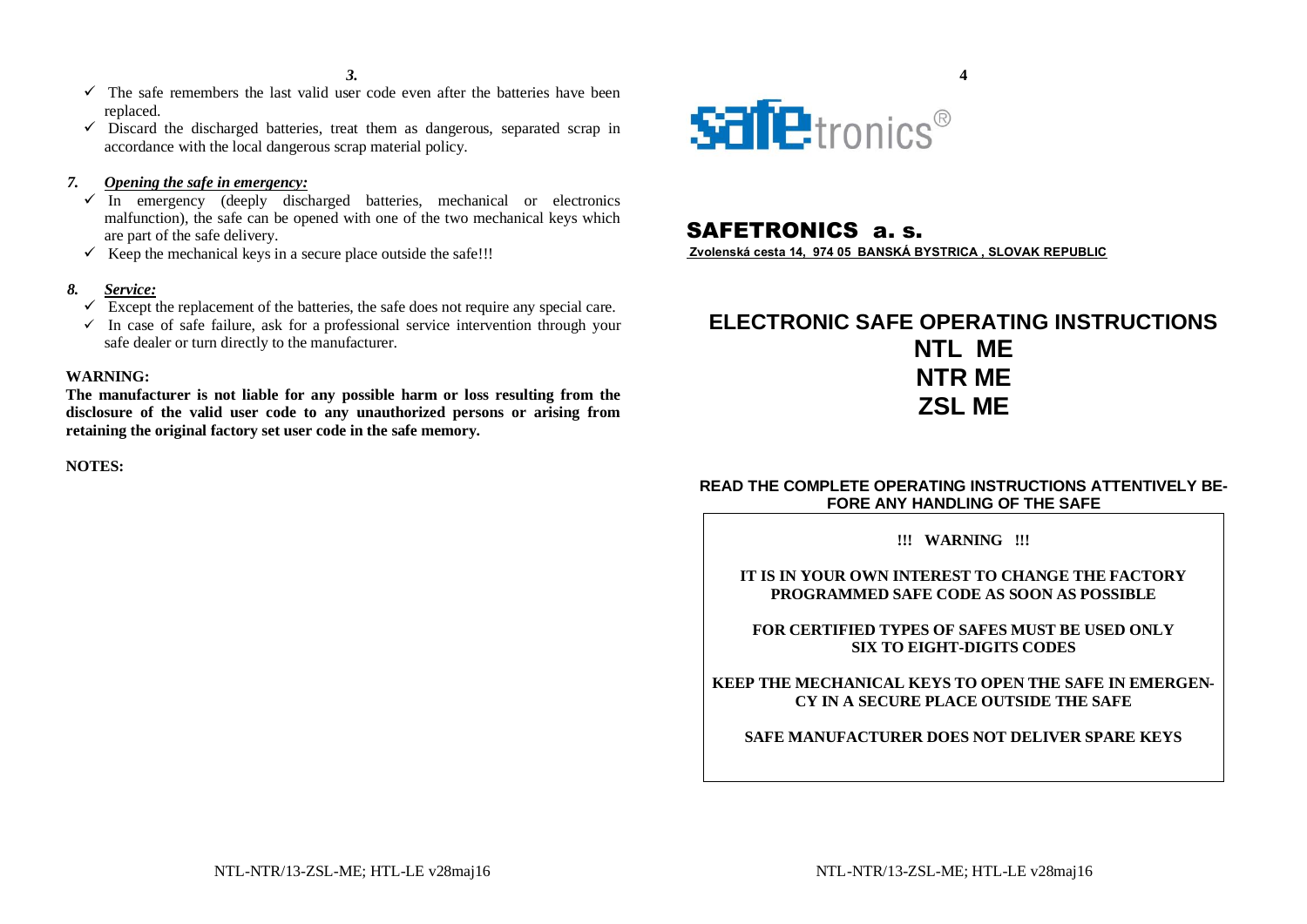- The safe remembers the last valid user code even after the batteries have been replaced.
- Discard the discharged batteries, treat them as dangerous, separated scrap in accordance with the local dangerous scrap material policy.

### *7. Opening the safe in emergency:*

- In emergency (deeply discharged batteries, mechanical or electronics malfunction), the safe can be opened with one of the two mechanical keys which are part of the safe delivery.
- Keep the mechanical keys in a secure place outside the safe!!!

### *8. Service:*

- Except the replacement of the batteries, the safe does not require any special care.
- In case of safe failure, ask for a professional service intervention through your safe dealer or turn directly to the manufacturer.

**WARNING:**

**The manufacturer is not liable for any possible harm or loss resulting from the disclosure of the valid user code to any unauthorized persons or arising from retaining the original factory set user code in the safe memory.**

**NOTES:**

safetronics®

## SAFETRONICS a. s.

**Zvolenská cesta 14, 974 05 BANSKÁ BYSTRICA , SLOVAK REPUBLIC**

# ELECTRONIC SAFE OPERATING INSTRUCTIONS
# NTL ME
# NTR ME
# ZSL ME

**READ THE COMPLETE OPERATING INSTRUCTIONS ATTENTIVELY BEFORE ANY HANDLING OF THE SAFE**

**!!! WARNING !!!**

**IT IS IN YOUR OWN INTEREST TO CHANGE THE FACTORY PROGRAMMED SAFE CODE AS SOON AS POSSIBLE**

**FOR CERTIFIED TYPES OF SAFES MUST BE USED ONLY SIX TO EIGHT-DIGITS CODES**

**KEEP THE MECHANICAL KEYS TO OPEN THE SAFE IN EMERGENCY IN A SECURE PLACE OUTSIDE THE SAFE**

**SAFE MANUFACTURER DOES NOT DELIVER SPARE KEYS**